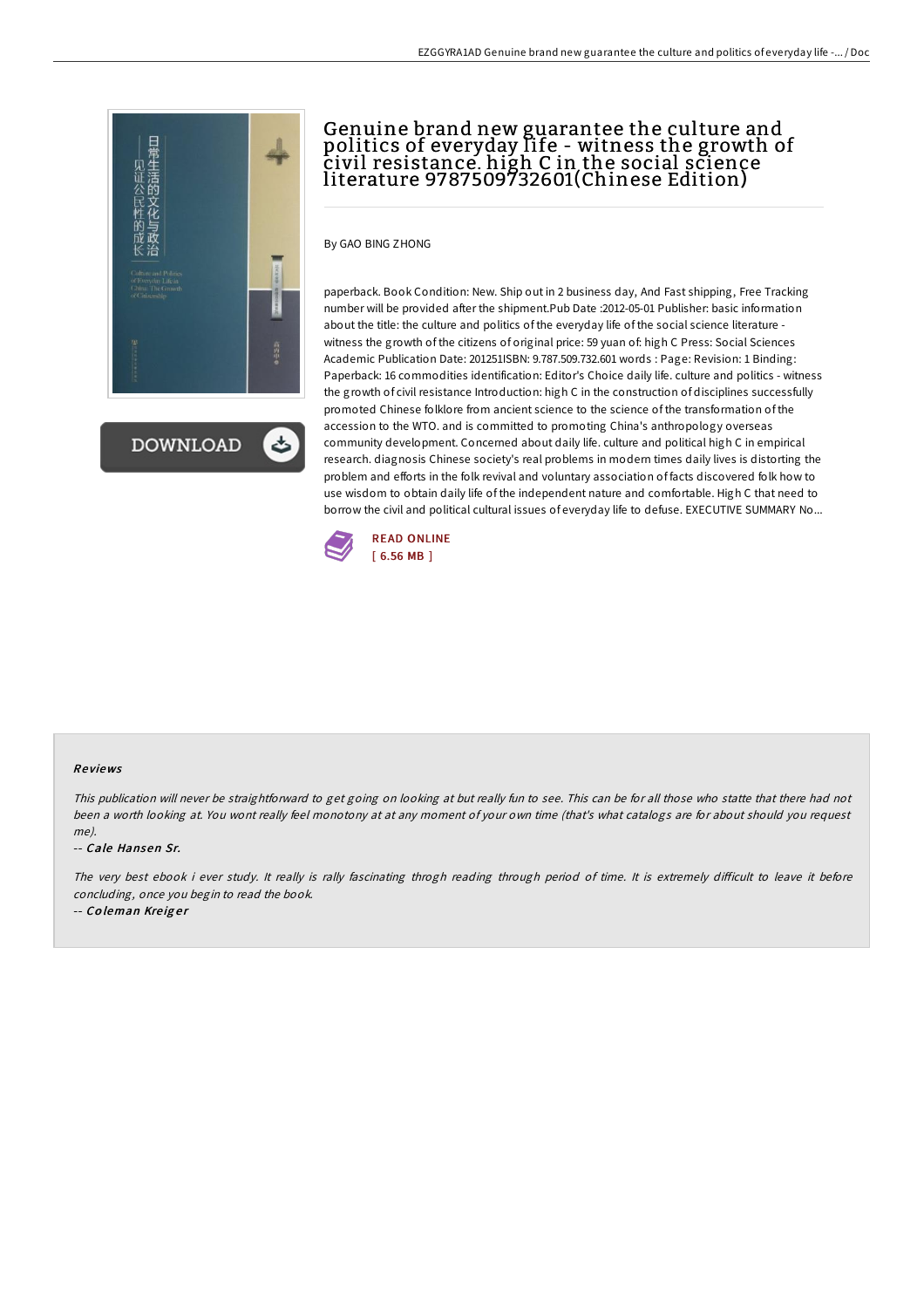# Genuine brand new guarantee the culture and politics of everyday life - witness the growth of civil resistance. high C in the social science literature 9787509732601(Chinese Edition)

By GAO BING ZHONG

paperback. Book Condition: New. Ship out in 2 business day, And Fast shipping, Free Tracking number will be provided after the shipment.Pub Date :2012-05-01 Publisher: basic information about the title: the culture and politics of the everyday life of the social science literature - witness the growth of the citizens of original price: 59 yuan of: high C Press: Social Sciences Academic Publication Date: 201251ISBN: 9.787.509.732.601 words : Page: Revision: 1 Binding: Paperback: 16 commodities identification: Editor's Choice daily life. culture and politics - witness the growth of civil resistance Introduction: high C in the construction of disciplines successfully promoted Chinese folklore from ancient science to the science of the transformation of the accession to the WTO. and is committed to promoting China's anthropology overseas community development. Concerned about daily life. culture and political high C in empirical research. diagnosis Chinese society's real problems in modern times daily lives is distorting the problem and efforts in the folk revival and voluntary association of facts discovered folk how to use wisdom to obtain daily life of the independent nature and comfortable. High C that need to borrow the civil and political cultural issues of everyday life to defuse. EXECUTIVE SUMMARY No...

READ ONLINE
[ 6.56 MB ]

DOWNLOAD

## Reviews

*This publication will never be straightforward to get going on looking at but really fun to see. This can be for all those who statte that there had not been a worth looking at. You wont really feel monotony at at any moment of your own time (that's what catalogs are for about should you request me).*

-- Cale Hansen Sr.

*The very best ebook i ever study. It really is rally fascinating throgh reading through period of time. It is extremely difficult to leave it before concluding, once you begin to read the book.*

-- Coleman Kreiger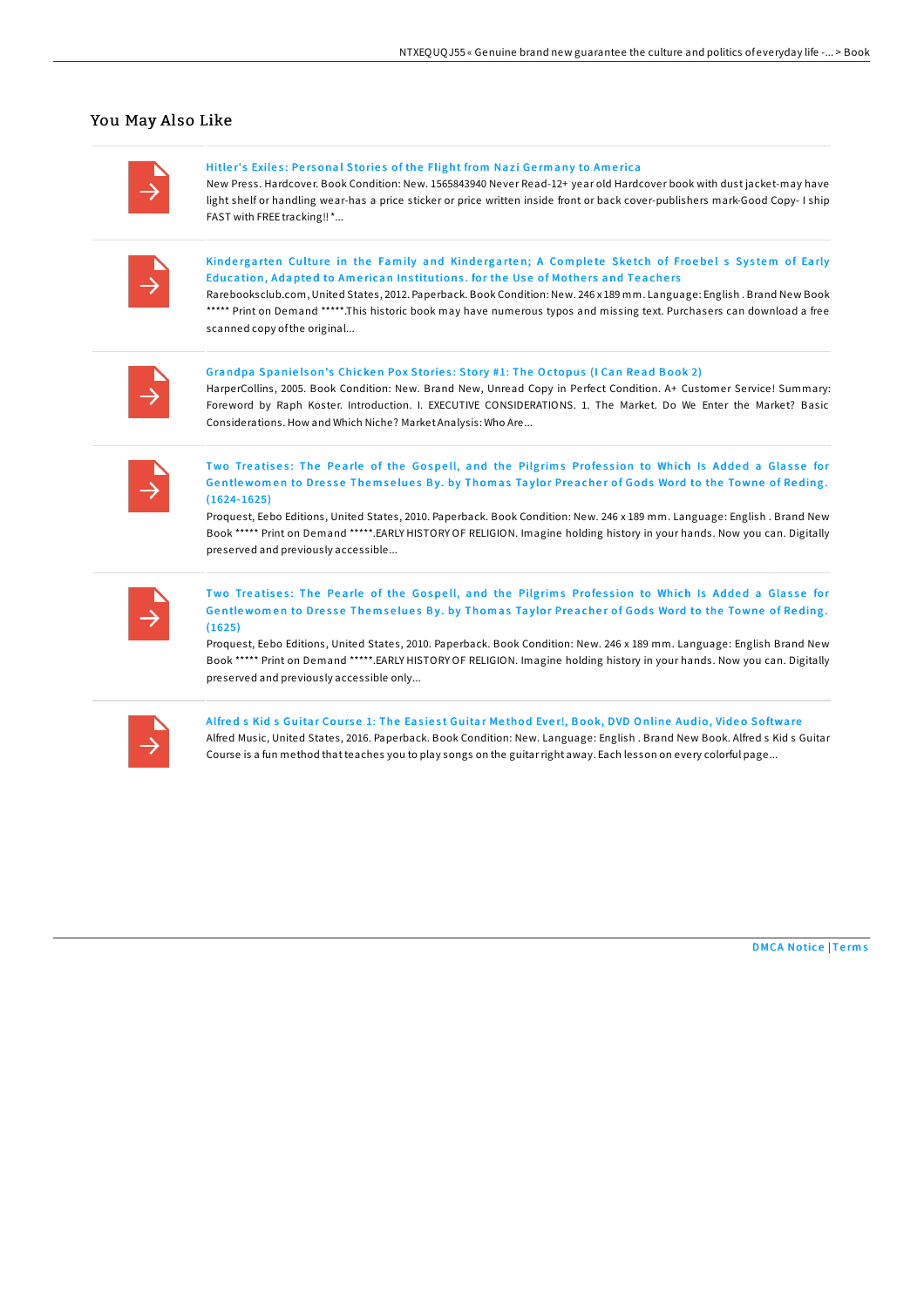## You May Also Like

**Hitler's Exiles: Personal Stories of the Flight from Nazi Germany to America**

New Press. Hardcover. Book Condition: New. 1565843940 Never Read-12+ year old Hardcover book with dust jacket-may have light shelf or handling wear-has a price sticker or price written inside front or back cover-publishers mark-Good Copy- I ship FAST with FREE tracking!! *...

**Kindergarten Culture in the Family and Kindergarten; A Complete Sketch of Froebel s System of Early Education, Adapted to American Institutions. for the Use of Mothers and Teachers**

Rarebooksclub.com, United States, 2012. Paperback. Book Condition: New. 246 x 189 mm. Language: English . Brand New Book ***** Print on Demand *****.This historic book may have numerous typos and missing text. Purchasers can download a free scanned copy of the original...

**Grandpa Spanielson's Chicken Pox Stories: Story #1: The Octopus (I Can Read Book 2)**

HarperCollins, 2005. Book Condition: New. Brand New, Unread Copy in Perfect Condition. A+ Customer Service! Summary: Foreword by Raph Koster. Introduction. I. EXECUTIVE CONSIDERATIONS. 1. The Market. Do We Enter the Market? Basic Considerations. How and Which Niche? Market Analysis: Who Are...

**Two Treatises: The Pearle of the Gospell, and the Pilgrims Profession to Which Is Added a Glasse for Gentlewomen to Dresse Themselues By. by Thomas Taylor Preacher of Gods Word to the Towne of Reding. (1624-1625)**

Proquest, Eebo Editions, United States, 2010. Paperback. Book Condition: New. 246 x 189 mm. Language: English . Brand New Book ***** Print on Demand *****.EARLY HISTORY OF RELIGION. Imagine holding history in your hands. Now you can. Digitally preserved and previously accessible...

**Two Treatises: The Pearle of the Gospell, and the Pilgrims Profession to Which Is Added a Glasse for Gentlewomen to Dresse Themselues By. by Thomas Taylor Preacher of Gods Word to the Towne of Reding. (1625)**

Proquest, Eebo Editions, United States, 2010. Paperback. Book Condition: New. 246 x 189 mm. Language: English Brand New Book ***** Print on Demand *****.EARLY HISTORY OF RELIGION. Imagine holding history in your hands. Now you can. Digitally preserved and previously accessible only...

**Alfred s Kid s Guitar Course 1: The Easiest Guitar Method Ever!, Book, DVD Online Audio, Video Software**

Alfred Music, United States, 2016. Paperback. Book Condition: New. Language: English . Brand New Book. Alfred s Kid s Guitar Course is a fun method that teaches you to play songs on the guitar right away. Each lesson on every colorful page...

DMCA Notice | Terms